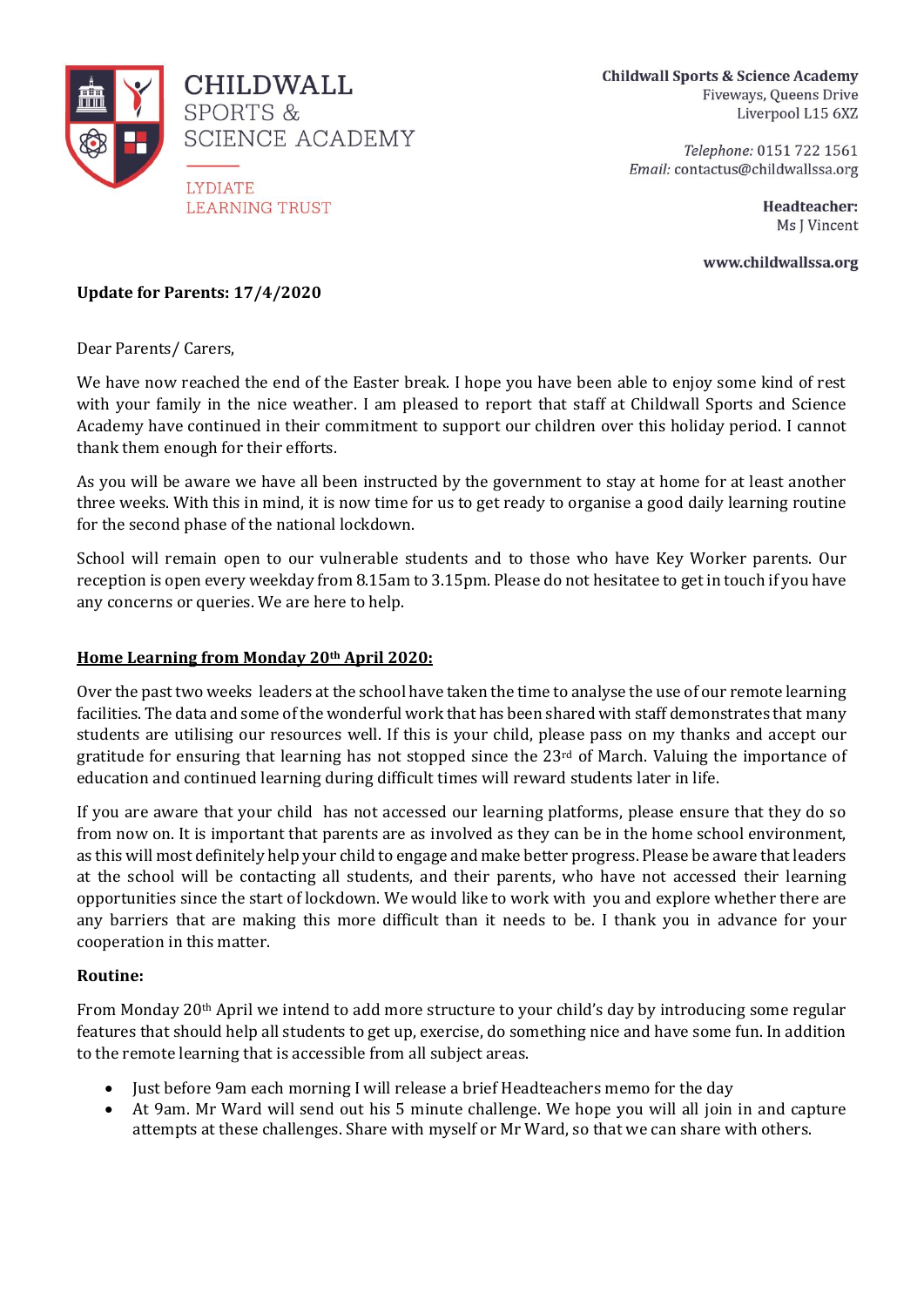CHILDWALL SPORTS & SCIENCE ACADEMY

LYDIATE LEARNING TRUST

**Childwall Sports & Science Academy**
Fiveways, Queens Drive
Liverpool L15 6XZ

*Telephone:* 0151 722 1561
*Email:* contactus@childwallssa.org

**Headteacher:**
Ms J Vincent

**www.childwallssa.org**

**Update for Parents: 17/4/2020**

Dear Parents/ Carers,

We have now reached the end of the Easter break. I hope you have been able to enjoy some kind of rest with your family in the nice weather. I am pleased to report that staff at Childwall Sports and Science Academy have continued in their commitment to support our children over this holiday period. I cannot thank them enough for their efforts.

As you will be aware we have all been instructed by the government to stay at home for at least another three weeks. With this in mind, it is now time for us to get ready to organise a good daily learning routine for the second phase of the national lockdown.

School will remain open to our vulnerable students and to those who have Key Worker parents. Our reception is open every weekday from 8.15am to 3.15pm. Please do not hesitatee to get in touch if you have any concerns or queries. We are here to help.

**<u>Home Learning from Monday 20th April 2020:</u>**

Over the past two weeks leaders at the school have taken the time to analyse the use of our remote learning facilities. The data and some of the wonderful work that has been shared with staff demonstrates that many students are utilising our resources well. If this is your child, please pass on my thanks and accept our gratitude for ensuring that learning has not stopped since the 23rd of March. Valuing the importance of education and continued learning during difficult times will reward students later in life.

If you are aware that your child has not accessed our learning platforms, please ensure that they do so from now on. It is important that parents are as involved as they can be in the home school environment, as this will most definitely help your child to engage and make better progress. Please be aware that leaders at the school will be contacting all students, and their parents, who have not accessed their learning opportunities since the start of lockdown. We would like to work with you and explore whether there are any barriers that are making this more difficult than it needs to be. I thank you in advance for your cooperation in this matter.

**Routine:**

From Monday 20th April we intend to add more structure to your child's day by introducing some regular features that should help all students to get up, exercise, do something nice and have some fun. In addition to the remote learning that is accessible from all subject areas.

- Just before 9am each morning I will release a brief Headteachers memo for the day
- At 9am. Mr Ward will send out his 5 minute challenge. We hope you will all join in and capture attempts at these challenges. Share with myself or Mr Ward, so that we can share with others.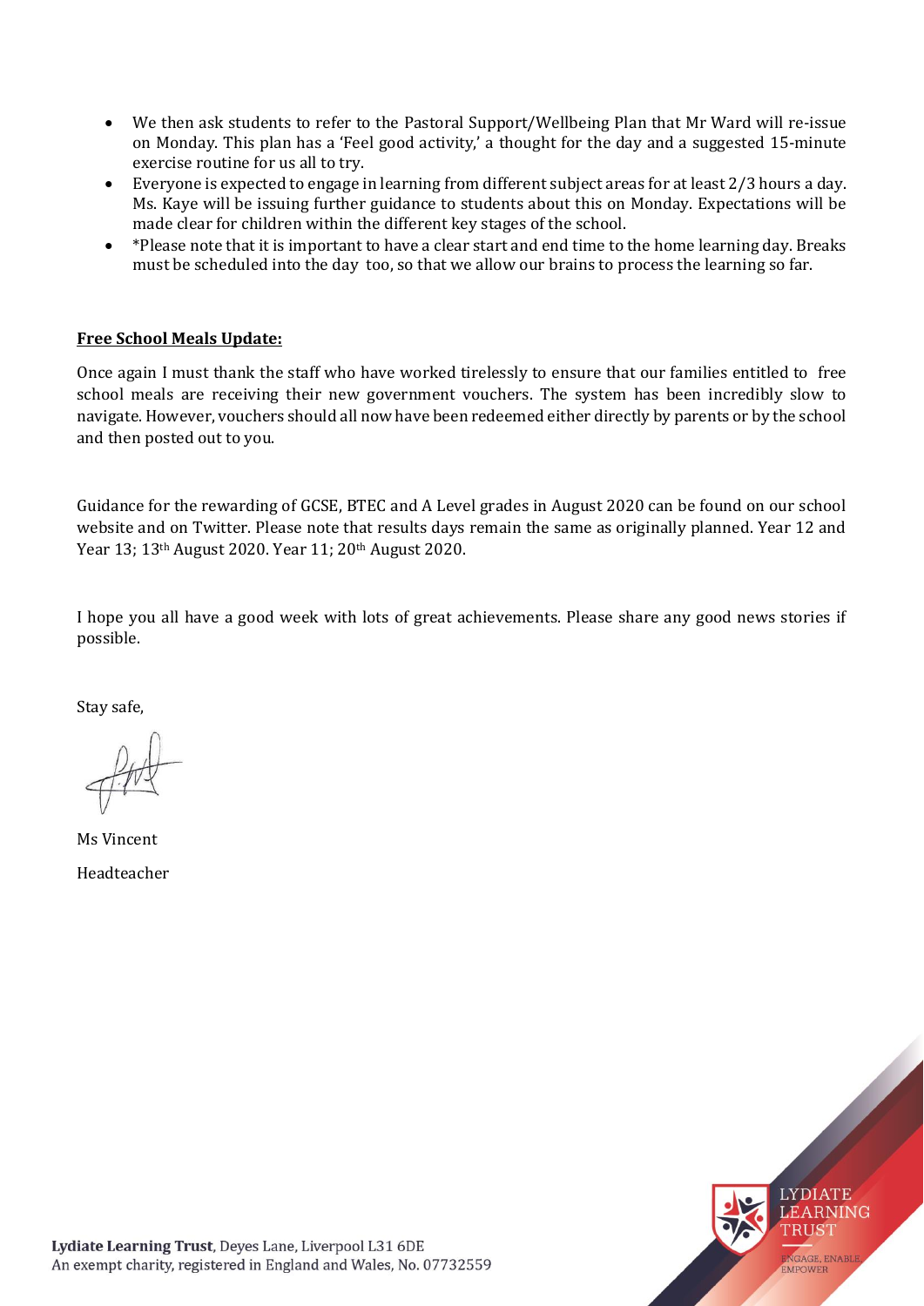- We then ask students to refer to the Pastoral Support/Wellbeing Plan that Mr Ward will re-issue on Monday. This plan has a 'Feel good activity,' a thought for the day and a suggested 15-minute exercise routine for us all to try.
- Everyone is expected to engage in learning from different subject areas for at least 2/3 hours a day. Ms. Kaye will be issuing further guidance to students about this on Monday. Expectations will be made clear for children within the different key stages of the school.
- *Please note that it is important to have a clear start and end time to the home learning day. Breaks must be scheduled into the day too, so that we allow our brains to process the learning so far.

**Free School Meals Update:**

Once again I must thank the staff who have worked tirelessly to ensure that our families entitled to free school meals are receiving their new government vouchers. The system has been incredibly slow to navigate. However, vouchers should all now have been redeemed either directly by parents or by the school and then posted out to you.

Guidance for the rewarding of GCSE, BTEC and A Level grades in August 2020 can be found on our school website and on Twitter. Please note that results days remain the same as originally planned. Year 12 and Year 13; 13th August 2020. Year 11; 20th August 2020.

I hope you all have a good week with lots of great achievements. Please share any good news stories if possible.

Stay safe,

Ms Vincent

Headteacher

**Lydiate Learning Trust**, Deyes Lane, Liverpool L31 6DE
An exempt charity, registered in England and Wales, No. 07732559